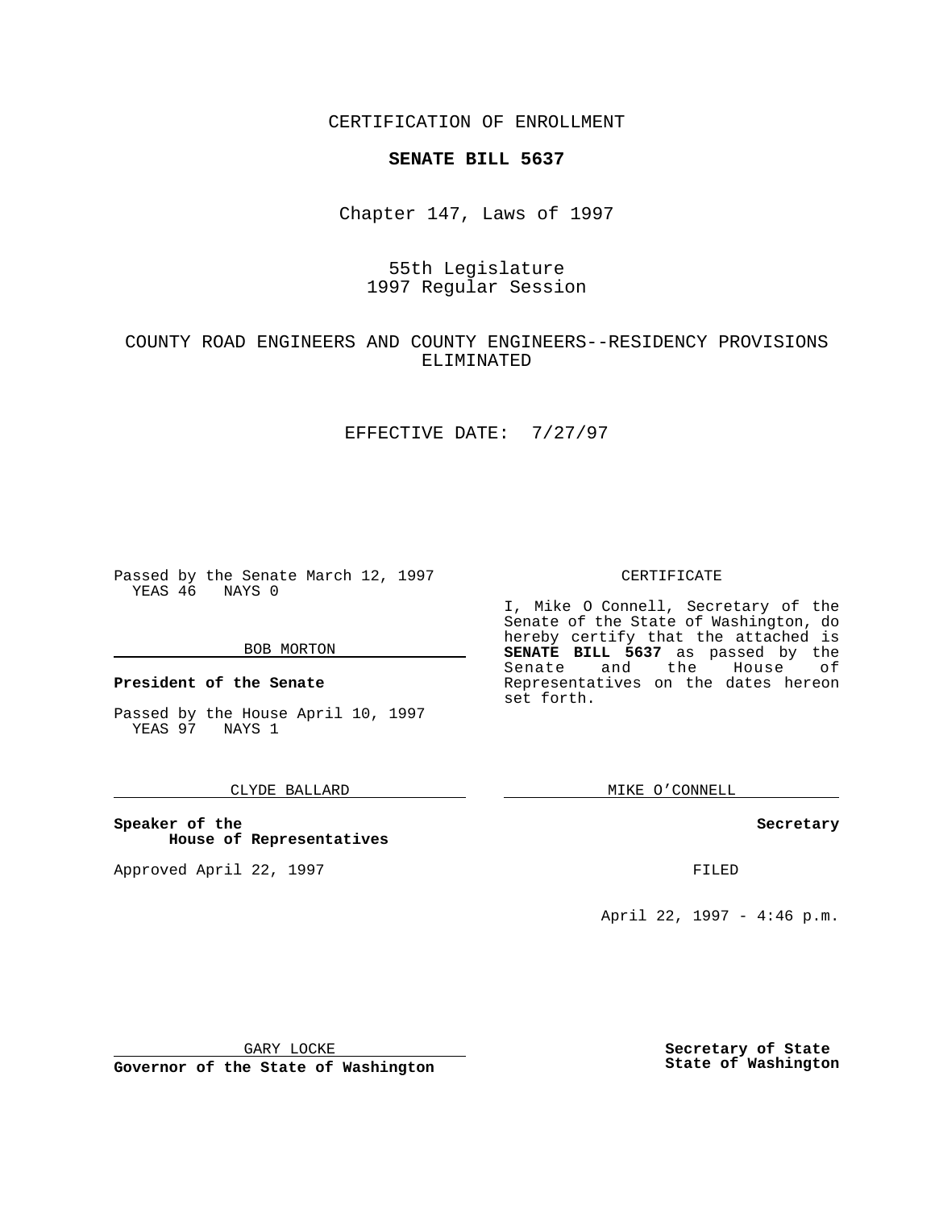CERTIFICATION OF ENROLLMENT

**SENATE BILL 5637**

Chapter 147, Laws of 1997

55th Legislature
1997 Regular Session

COUNTY ROAD ENGINEERS AND COUNTY ENGINEERS--RESIDENCY PROVISIONS ELIMINATED

EFFECTIVE DATE: 7/27/97

Passed by the Senate March 12, 1997
YEAS 46 NAYS 0

BOB MORTON

**President of the Senate**

Passed by the House April 10, 1997
YEAS 97 NAYS 1

CLYDE BALLARD

**Speaker of the House of Representatives**

Approved April 22, 1997

GARY LOCKE

**Governor of the State of Washington**

CERTIFICATE

I, Mike O Connell, Secretary of the Senate of the State of Washington, do hereby certify that the attached is **SENATE BILL 5637** as passed by the Senate and the House of Representatives on the dates hereon set forth.

MIKE O'CONNELL

**Secretary**

FILED

April 22, 1997 - 4:46 p.m.

**Secretary of State**
**State of Washington**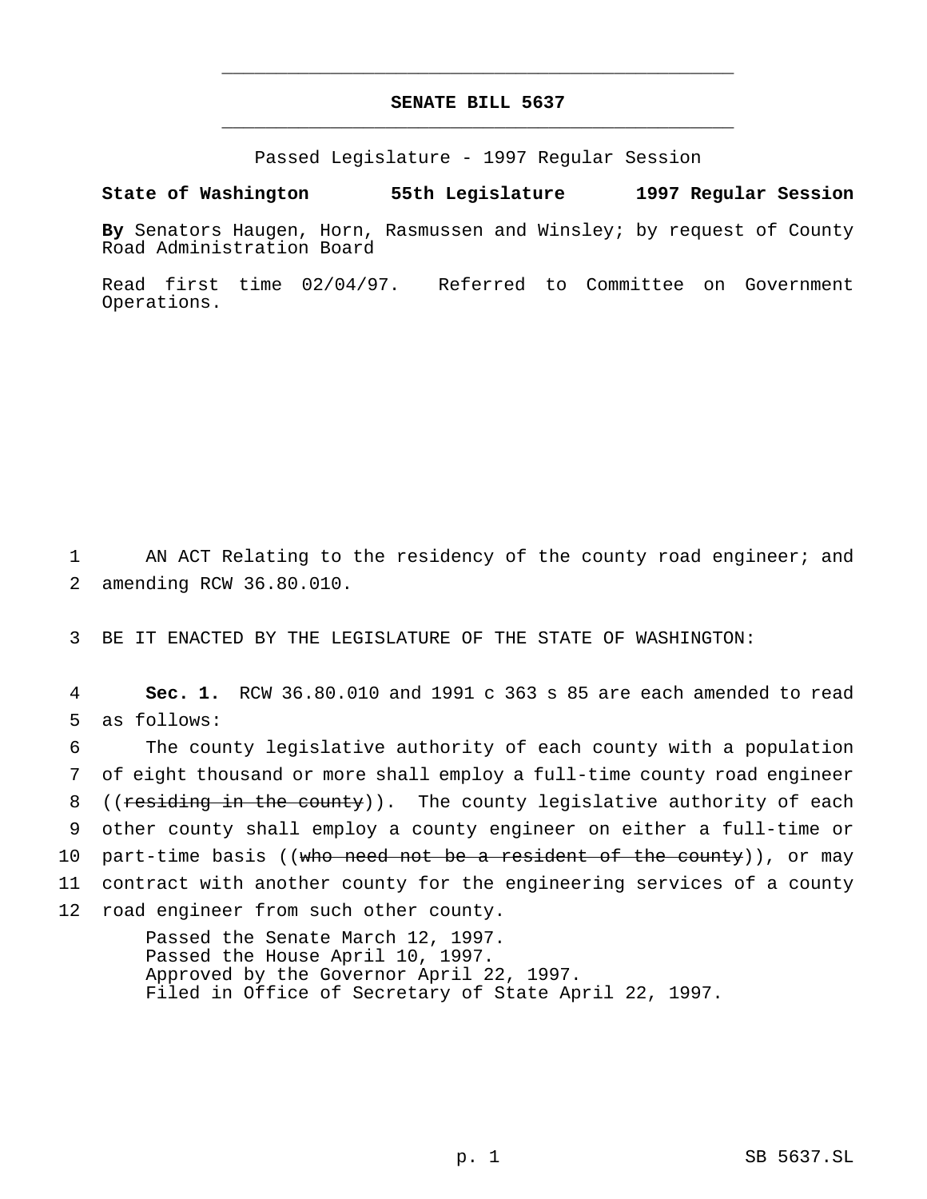# SENATE BILL 5637

Passed Legislature - 1997 Regular Session

**State of Washington 55th Legislature 1997 Regular Session**

**By** Senators Haugen, Horn, Rasmussen and Winsley; by request of County Road Administration Board

Read first time 02/04/97. Referred to Committee on Government Operations.

AN ACT Relating to the residency of the county road engineer; and amending RCW 36.80.010.

BE IT ENACTED BY THE LEGISLATURE OF THE STATE OF WASHINGTON:

**Sec. 1.** RCW 36.80.010 and 1991 c 363 s 85 are each amended to read as follows:

The county legislative authority of each county with a population of eight thousand or more shall employ a full-time county road engineer ((~~residing in the county~~)). The county legislative authority of each other county shall employ a county engineer on either a full-time or part-time basis ((~~who need not be a resident of the county~~)), or may contract with another county for the engineering services of a county road engineer from such other county.

Passed the Senate March 12, 1997.
Passed the House April 10, 1997.
Approved by the Governor April 22, 1997.
Filed in Office of Secretary of State April 22, 1997.